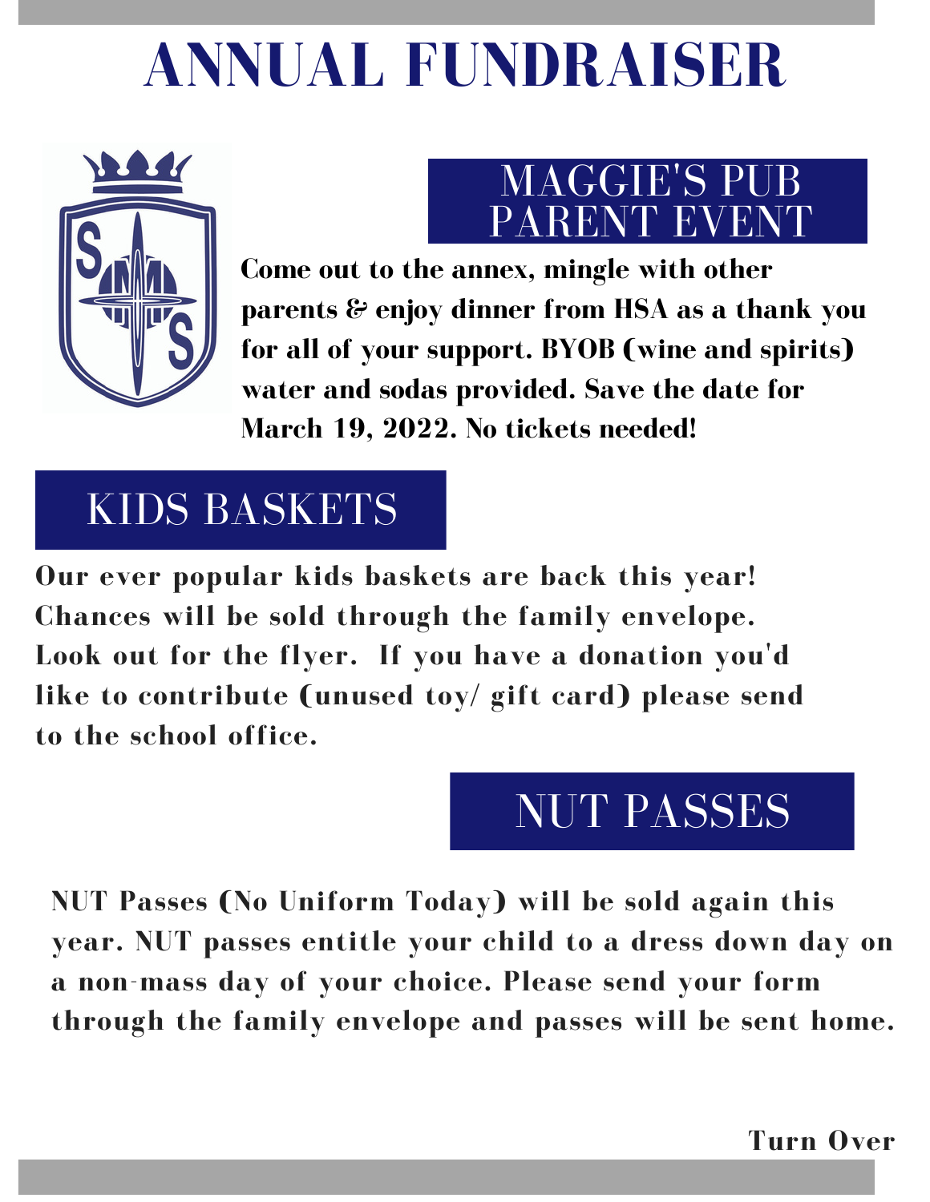# ANNUAL FUNDRAISER

## MAGGIE'S PUB PARENT EVENT

**Come out to the annex, mingle with other parents & enjoy dinner from HSA as a thank you for all of your support. BYOB (wine and spirits) water and sodas provided. Save the date for March 19, 2022. No tickets needed!**

## KIDS BASKETS

**Our ever popular kids baskets are back this year! Chances will be sold through the family envelope. Look out for the flyer. If you have a donation you'd like to contribute (unused toy/ gift card) please send to the school office.**

## NUT PASSES

**NUT Passes (No Uniform Today) will be sold again this year. NUT passes entitle your child to a dress down day on a non-mass day of your choice. Please send your form through the family envelope and passes will be sent home.**

**Turn Over**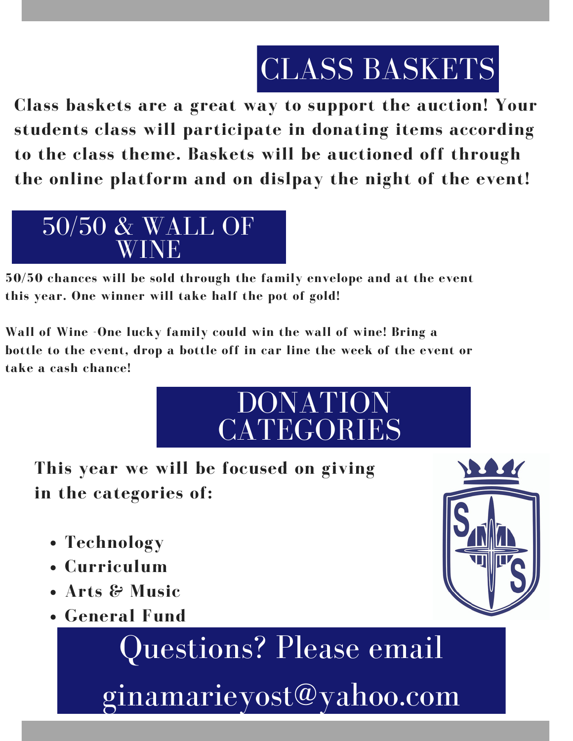## CLASS BASKETS

**Class baskets are a great way to support the auction! Your students class will participate in donating items according to the class theme. Baskets will be auctioned off through the online platform and on dislpay the night of the event!**

## 50/50 & WALL OF WINE

**50/50 chances will be sold through the family envelope and at the event this year. One winner will take half the pot of gold!**

**Wall of Wine -One lucky family could win the wall of wine! Bring a bottle to the event, drop a bottle off in car line the week of the event or take a cash chance!**

## DONATION CATEGORIES

**This year we will be focused on giving in the categories of:**

- **Technology**
- **Curriculum**
- **Arts & Music**
- **General Fund**

## Questions? Please email ginamarieyost@yahoo.com